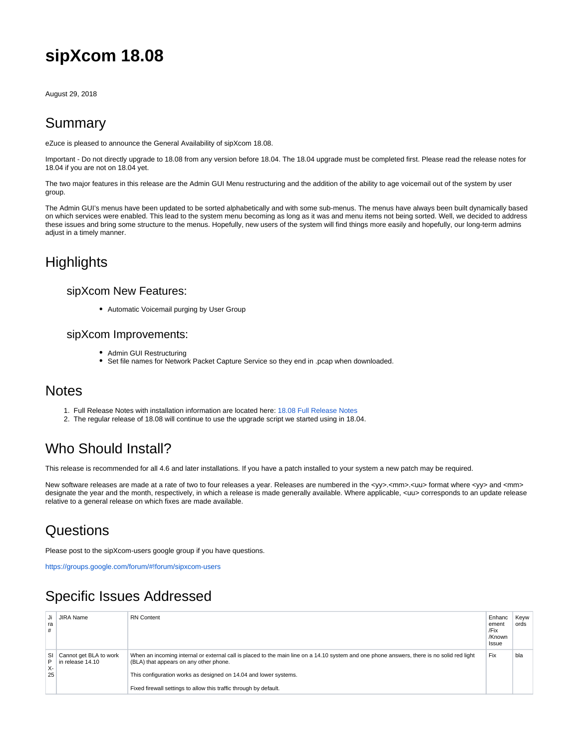# sipXcom 18.08

August 29, 2018

## Summary

eZuce is pleased to announce the General Availability of sipXcom 18.08.

Important - Do not directly upgrade to 18.08 from any version before 18.04. The 18.04 upgrade must be completed first. Please read the release notes for 18.04 if you are not on 18.04 yet.

The two major features in this release are the Admin GUI Menu restructuring and the addition of the ability to age voicemail out of the system by user group.

The Admin GUI's menus have been updated to be sorted alphabetically and with some sub-menus. The menus have always been built dynamically based on which services were enabled. This lead to the system menu becoming as long as it was and menu items not being sorted. Well, we decided to address these issues and bring some structure to the menus. Hopefully, new users of the system will find things more easily and hopefully, our long-term admins adjust in a timely manner.

## Highlights

### sipXcom New Features:

- Automatic Voicemail purging by User Group

### sipXcom Improvements:

- Admin GUI Restructuring
- Set file names for Network Packet Capture Service so they end in .pcap when downloaded.

## Notes

1. Full Release Notes with installation information are located here: 18.08 Full Release Notes
2. The regular release of 18.08 will continue to use the upgrade script we started using in 18.04.

## Who Should Install?

This release is recommended for all 4.6 and later installations. If you have a patch installed to your system a new patch may be required.

New software releases are made at a rate of two to four releases a year. Releases are numbered in the <yy>.<mm>.<uu> format where <yy> and <mm> designate the year and the month, respectively, in which a release is made generally available. Where applicable, <uu> corresponds to an update release relative to a general release on which fixes are made available.

## Questions

Please post to the sipXcom-users google group if you have questions.

https://groups.google.com/forum/#!forum/sipxcom-users

## Specific Issues Addressed

| Jira # | JIRA Name | RN Content | Enhancement /Fix /Known Issue | Keywords |
|---|---|---|---|---|
| SIPX-25 | Cannot get BLA to work in release 14.10 | When an incoming internal or external call is placed to the main line on a 14.10 system and one phone answers, there is no solid red light (BLA) that appears on any other phone.<br><br>This configuration works as designed on 14.04 and lower systems.<br><br>Fixed firewall settings to allow this traffic through by default. | Fix | bla |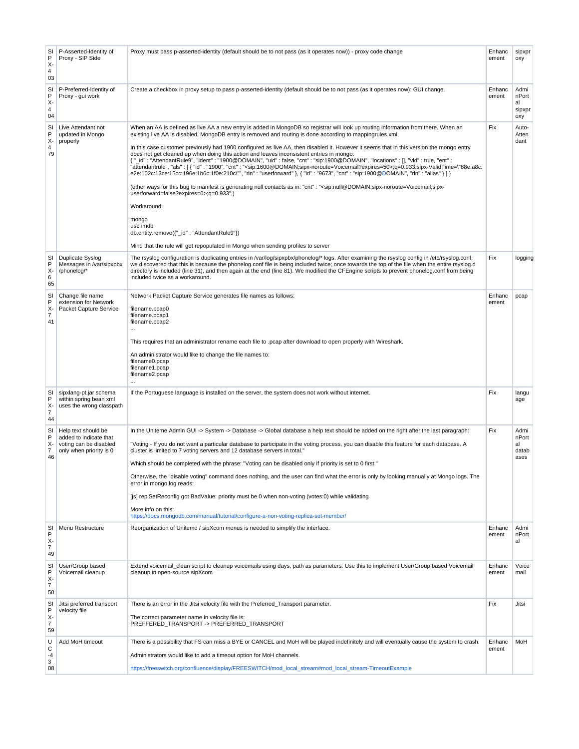| | | | | |
|---|---|---|---|---|
| SIPX-403 | P-Asserted-Identity of Proxy - SIP Side | Proxy must pass p-asserted-identity (default should be to not pass (as it operates now)) - proxy code change | Enhancement | sipxproxy |
| SIPX-404 | P-Preferred-Identity of Proxy - gui work | Create a checkbox in proxy setup to pass p-asserted-identity (default should be to not pass (as it operates now): GUI change. | Enhancement | AdminPortal sipxproxy |
| SIPX-479 | Live Attendant not updated in Mongo properly | When an AA is defined as live AA a new entry is added in MongoDB so registrar will look up routing information from there. When an existing live AA is disabled, MongoDB entry is removed and routing is done according to mappingrules.xml.<br><br>In this case customer previously had 1900 configured as live AA, then disabled it. However it seems that in this version the mongo entry does not get cleaned up when doing this action and leaves inconsistent entries in mongo:<br>{ "_id" : "AttendantRule9", "ident" : "1900@DOMAIN", "uid" : false, "cnt" : "sip:1900@DOMAIN", "locations" : [], "vld" : true, "ent" : "attendantrule", "als" : [ { "id" : "1900", "cnt" : "<sip:1600@DOMAIN;sipx-noroute=Voicemail?expires=50>;q=0.933;sipx-ValidTime=\"88e:a8c:e2e:102c:13ce:15cc:196e:1b6c:1f0e:210c\"", "rln" : "userforward" }, { "id" : "9673", "cnt" : "sip:1900@DOMAIN", "rln" : "alias" } ] }<br><br>(other ways for this bug to manifest is generating null contacts as in: "cnt" : "<sip:null@DOMAIN;sipx-noroute=Voicemail;sipx-userforward=false?expires=0>;q=0.933",)<br><br>Workaround:<br><br>mongo<br>use imdb<br>db.entity.remove({"_id" : "AttendantRule9"})<br><br>Mind that the rule will get repopulated in Mongo when sending profiles to server | Fix | Auto-Attendant |
| SIPX-665 | Duplicate Syslog Messages in /var/sipxpbx/phonelog/* | The rsyslog configuration is duplicating entries in /var/log/sipxpbx/phonelog/* logs. After examining the rsyslog config in /etc/rsyslog.conf, we discovered that this is because the phonelog.conf file is being included twice; once towards the top of the file when the entire rsyslog.d directory is included (line 31), and then again at the end (line 81). We modified the CFEngine scripts to prevent phonelog.conf from being included twice as a workaround. | Fix | logging |
| SIPX-741 | Change file name extension for Network Packet Capture Service | Network Packet Capture Service generates file names as follows:<br><br>filename.pcap0<br>filename.pcap1<br>filename.pcap2<br>...<br><br>This requires that an administrator rename each file to .pcap after download to open properly with Wireshark.<br><br>An administrator would like to change the file names to:<br>filename0.pcap<br>filename1.pcap<br>filename2.pcap<br>... | Enhancement | pcap |
| SIPX-744 | sipxlang-pt.jar schema within spring bean xml uses the wrong classpath | If the Portuguese language is installed on the server, the system does not work without internet. | Fix | language |
| SIPX-746 | Help text should be added to indicate that voting can be disabled only when priority is 0 | In the Uniteme Admin GUI -> System -> Database -> Global database a help text should be added on the right after the last paragraph:<br><br>"Voting - If you do not want a particular database to participate in the voting process, you can disable this feature for each database. A cluster is limited to 7 voting servers and 12 database servers in total."<br><br>Which should be completed with the phrase: "Voting can be disabled only if priority is set to 0 first."<br><br>Otherwise, the "disable voting" command does nothing, and the user can find what the error is only by looking manually at Mongo logs. The error in mongo.log reads:<br><br>[js] replSetReconfig got BadValue: priority must be 0 when non-voting (votes:0) while validating<br><br>More info on this:<br>https://docs.mongodb.com/manual/tutorial/configure-a-non-voting-replica-set-member/ | Fix | AdminPortal databases |
| SIPX-749 | Menu Restructure | Reorganization of Uniteme / sipXcom menus is needed to simplify the interface. | Enhancement | AdminPortal |
| SIPX-750 | User/Group based Voicemail cleanup | Extend voicemail_clean script to cleanup voicemails using days, path as parameters. Use this to implement User/Group based Voicemail cleanup in open-source sipXcom | Enhancement | Voicemail |
| SIPX-759 | Jitsi preferred transport velocity file | There is an error in the Jitsi velocity file with the Preferred_Transport parameter.<br><br>The correct parameter name in velocity file is:<br>PREFFERED_TRANSPORT -> PREFERRED_TRANSPORT | Fix | Jitsi |
| UC-4308 | Add MoH timeout | There is a possibility that FS can miss a BYE or CANCEL and MoH will be played indefinitely and will eventually cause the system to crash.<br><br>Administrators would like to add a timeout option for MoH channels.<br><br>https://freeswitch.org/confluence/display/FREESWITCH/mod_local_stream#mod_local_stream-TimeoutExample | Enhancement | MoH |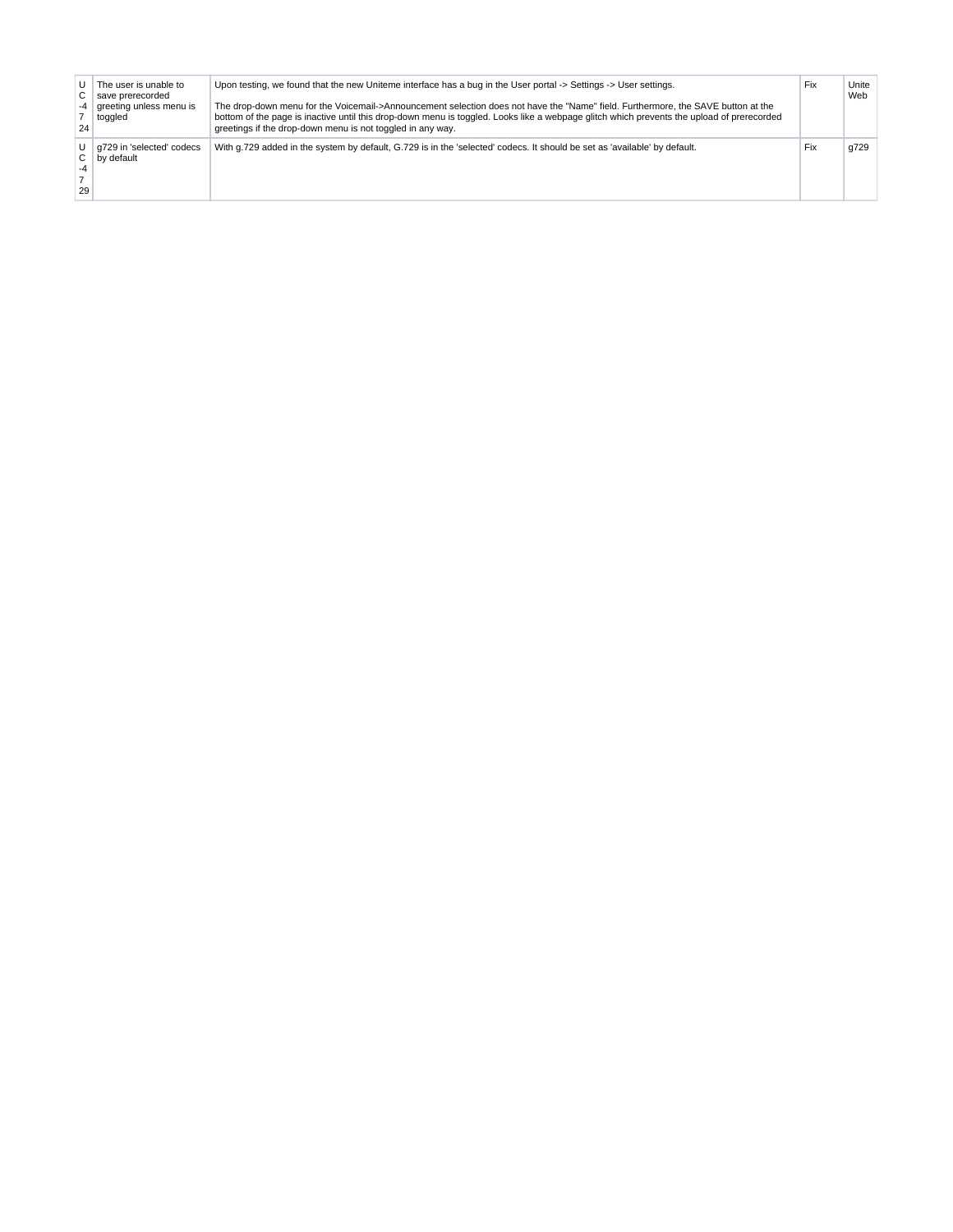| | | | | |
|---|---|---|---|---|
| UC-4724 | The user is unable to save prerecorded greeting unless menu is toggled | Upon testing, we found that the new Uniteme interface has a bug in the User portal -> Settings -> User settings.<br><br>The drop-down menu for the Voicemail->Announcement selection does not have the "Name" field. Furthermore, the SAVE button at the bottom of the page is inactive until this drop-down menu is toggled. Looks like a webpage glitch which prevents the upload of prerecorded greetings if the drop-down menu is not toggled in any way. | Fix | Unite Web |
| UC-4729 | g729 in 'selected' codecs by default | With g.729 added in the system by default, G.729 is in the 'selected' codecs. It should be set as 'available' by default. | Fix | g729 |